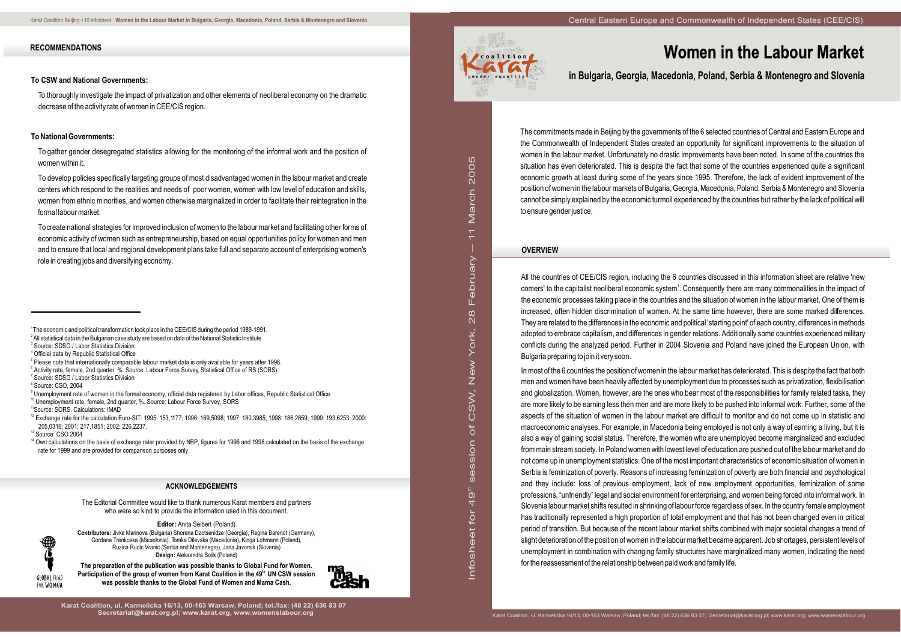# Women in the Labour Market

## in Bulgaria, Georgia, Macedonia, Poland, Serbia & Montenegro and Slovenia

Infosheet for 49th session of CSW, New York, 28 February – 11 March 2005

The commitments made in Beijing by the governments of the 6 selected countries of Central and Eastern Europe and the Commonwealth of Independent States created an opportunity for significant improvements to the situation of women in the labour market. Unfortunately no drastic improvements have been noted. In some of the countries the situation has even deteriorated. This is despite the fact that some of the countries experienced quite a significant economic growth at least during some of the years since 1995. Therefore, the lack of evident improvement of the position of women in the labour markets of Bulgaria, Georgia, Macedonia, Poland, Serbia & Montenegro and Slovenia cannot be simply explained by the economic turmoil experienced by the countries but rather by the lack of political will to ensure gender justice.

### OVERVIEW

All the countries of CEE/CIS region, including the 6 countries discussed in this information sheet are relative 'new comers' to the capitalist neoliberal economic system[1]. Consequently there are many commonalities in the impact of the economic processes taking place in the countries and the situation of women in the labour market. One of them is increased, often hidden discrimination of women. At the same time however, there are some marked differences. They are related to the differences in the economic and political 'starting point' of each country, differences in methods adopted to embrace capitalism, and differences in gender relations. Additionally some countries experienced military conflicts during the analyzed period. Further in 2004 Slovenia and Poland have joined the European Union, with Bulgaria preparing to join it very soon.

In most of the 6 countries the position of women in the labour market has deteriorated. This is despite the fact that both men and women have been heavily affected by unemployment due to processes such as privatization, flexibilisation and globalization. Women, however, are the ones who bear most of the responsibilities for family related tasks, they are more likely to be earning less then men and are more likely to be pushed into informal work. Further, some of the aspects of the situation of women in the labour market are difficult to monitor and do not come up in statistic and macroeconomic analyses. For example, in Macedonia being employed is not only a way of earning a living, but it is also a way of gaining social status. Therefore, the women who are unemployed become marginalized and excluded from main stream society. In Poland women with lowest level of education are pushed out of the labour market and do not come up in unemployment statistics. One of the most important characteristics of economic situation of women in Serbia is feminization of poverty. Reasons of increasing feminization of poverty are both financial and psychological and they include: loss of previous employment, lack of new employment opportunities, feminization of some professions, "unfriendly" legal and social environment for enterprising, and women being forced into informal work. In Slovenia labour market shifts resulted in shrinking of labour force regardless of sex. In the country female employment has traditionally represented a high proportion of total employment and that has not been changed even in critical period of transition. But because of the recent labour market shifts combined with major societal changes a trend of slight deterioration of the position of women in the labour market became apparent. Job shortages, persistent levels of unemployment in combination with changing family structures have marginalized many women, indicating the need for the reassessment of the relationship between paid work and family life.

### RECOMMENDATIONS

**To CSW and National Governments:**

To thoroughly investigate the impact of privatization and other elements of neoliberal economy on the dramatic decrease of the activity rate of women in CEE/CIS region.

**To National Governments:**

To gather gender desegregated statistics allowing for the monitoring of the informal work and the position of women within it.

To develop policies specifically targeting groups of most disadvantaged women in the labour market and create centers which respond to the realities and needs of poor women, women with low level of education and skills, women from ethnic minorities, and women otherwise marginalized in order to facilitate their reintegration in the formal labour market.

To create national strategies for improved inclusion of women to the labour market and facilitating other forms of economic activity of women such as entrepreneurship, based on equal opportunities policy for women and men and to ensure that local and regional development plans take full and separate account of enterprising women's role in creating jobs and diversifying economy.

---

[1] The economic and political transformation took place in the CEE/CIS during the period 1989-1991.
[2] All statistical data in the Bulgarian case study are based on data of the National Statistic Institute
[3] Source: SDSG / Labor Statistics Division
[4] Official data by Republic Statistical Office
[5] Please note that internationally comparable labour market data is only available for years after 1998.
[6] Activity rate, female, 2nd quarter, %. Source: Labour Force Survey, Statistical Office of RS (SORS)
[7] Source: SDSG / Labor Statistics Division
[8] Source: CSO, 2004
[9] Unemployment rate of women in the formal economy, official data registered by Labor offices, Republic Statistical Office.
[10] Unemployment rate, female, 2nd quarter, %. Source: Labour Force Survey, SORS
[11] Source: SORS. Calculations: IMAD
[12] Exchange rate for the calculation Euro-SIT: 1995: 153,1177; 1996: 169,5098; 1997: 180,3985; 1998: 186,2659; 1999: 193,6253; 2000: 205,0316; 2001: 217,1851; 2002: 226,2237.
[13] Source: CSO 2004
[14] Own calculations on the basis of exchange rater provided by NBP, figures for 1996 and 1998 calculated on the basis of the exchange rate for 1999 and are provided for comparison purposes only.

### ACKNOWLEDGEMENTS

The Editorial Committee would like to thank numerous Karat members and partners who were so kind to provide the information used in this document.

**Editor:** Anita Seibert (Poland)

**Contributors:** Jivka Marinova (Bulgaria) Shorena Dzotsenidze (Georgia), Regina Barendt (Germany), Gordana Trenkoska (Macedonia), Tomka Dilevska (Macedonia), Kinga Lohmann (Poland), Ruzica Rudic Vranic (Serbia and Montenegro), Jana Javornik (Slovenia)

**Design:** Aleksandra Solik (Poland)

**The preparation of the publication was possible thanks to Global Fund for Women. Participation of the group of women from Karat Coalition in the 49th UN CSW session was possible thanks to the Global Fund of Women and Mama Cash.**

**Karat Coalition, ul. Karmelicka 16/13, 00-163 Warsaw, Poland; tel./fax: (48 22) 636 83 07**
**Secretariat@karat.org.pl; www.karat.org, www.womenslabour.org**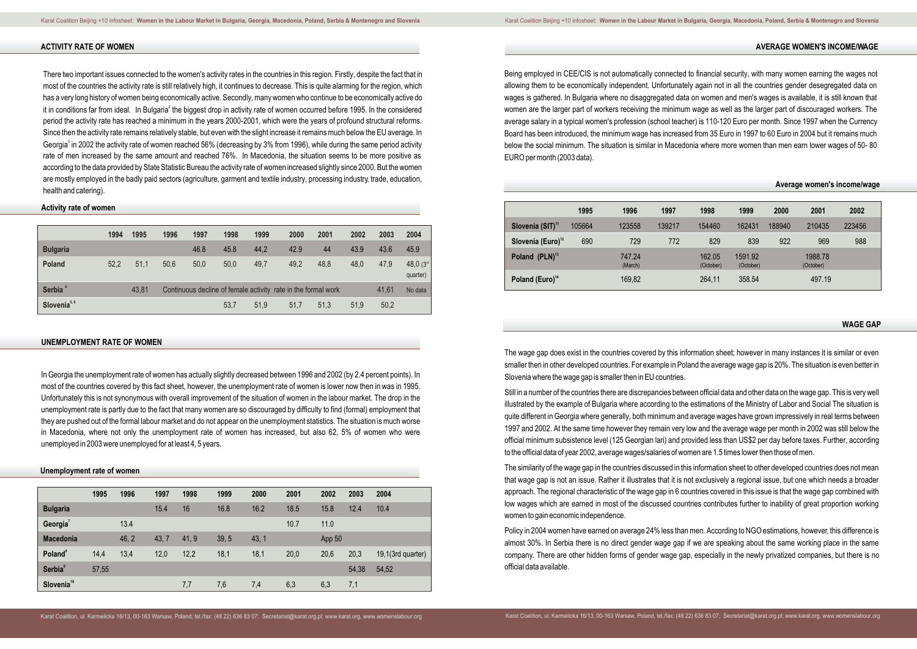## ACTIVITY RATE OF WOMEN

There two important issues connected to the women's activity rates in the countries in this region. Firstly, despite the fact that in most of the countries the activity rate is still relatively high, it continues to decrease. This is quite alarming for the region, which has a very long history of women being economically active. Secondly, many women who continue to be economically active do it in conditions far from ideal. In Bulgaria[2] the biggest drop in activity rate of women occurred before 1995. In the considered period the activity rate has reached a minimum in the years 2000-2001, which were the years of profound structural reforms. Since then the activity rate remains relatively stable, but even with the slight increase it remains much below the EU average. In Georgia[3] in 2002 the activity rate of women reached 56% (decreasing by 3% from 1996), while during the same period activity rate of men increased by the same amount and reached 76%. In Macedonia, the situation seems to be more positive as according to the data provided by State Statistic Bureau the activity rate of women increased slightly since 2000. But the women are mostly employed in the badly paid sectors (agriculture, garment and textile industry, processing industry, trade, education, health and catering).

### Activity rate of women

| | 1994 | 1995 | 1996 | 1997 | 1998 | 1999 | 2000 | 2001 | 2002 | 2003 | 2004 |
|---|---|---|---|---|---|---|---|---|---|---|---|
| Bulgaria | | | | 46.8 | 45.8 | 44,2 | 42.9 | 44 | 43.9 | 43.6 | 45.9 |
| Poland | 52,2 | 51,1 | 50,6 | 50,0 | 50,0 | 49,7 | 49,2 | 48,8 | 48,0 | 47,9 | 48,0 (3rd quarter) |
| Serbia[4] | | 43,81 | Continuous decline of female activity rate in the formal work | | | | | | | 41,61 | No data |
| Slovenia[5, 6] | | | | | 53,7 | 51,9 | 51,7 | 51,3 | 51,9 | 50,2 | |

## UNEMPLOYMENT RATE OF WOMEN

In Georgia the unemployment rate of women has actually slightly decreased between 1996 and 2002 (by 2.4 percent points). In most of the countries covered by this fact sheet, however, the unemployment rate of women is lower now then in was in 1995. Unfortunately this is not synonymous with overall improvement of the situation of women in the labour market. The drop in the unemployment rate is partly due to the fact that many women are so discouraged by difficulty to find (formal) employment that they are pushed out of the formal labour market and do not appear on the unemployment statistics. The situation is much worse in Macedonia, where not only the unemployment rate of women has increased, but also 62, 5% of women who were unemployed in 2003 were unemployed for at least 4, 5 years.

### Unemployment rate of women

| | 1995 | 1996 | 1997 | 1998 | 1999 | 2000 | 2001 | 2002 | 2003 | 2004 |
|---|---|---|---|---|---|---|---|---|---|---|
| Bulgaria | | | 15.4 | 16 | 16.8 | 16.2 | 18.5 | 15.8 | 12.4 | 10.4 |
| Georgia[7] | | 13.4 | | | | | 10.7 | 11.0 | | |
| Macedonia | | 46, 2 | 43, 7 | 41, 9 | 39, 5 | 43, 1 | | App 50 | | |
| Poland[8] | 14,4 | 13,4 | 12,0 | 12,2 | 18,1 | 18,1 | 20,0 | 20,6 | 20,3 | 19,1(3rd quarter) |
| Serbia[9] | 57,55 | | | | | | | | 54,38 | 54,52 |
| Slovenia[10] | | | | 7,7 | 7,6 | 7,4 | 6,3 | 6,3 | 7,1 | |

## AVERAGE WOMEN'S INCOME/WAGE

Being employed in CEE/CIS is not automatically connected to financial security, with many women earning the wages not allowing them to be economically independent. Unfortunately again not in all the countries gender desegregated data on wages is gathered. In Bulgaria where no disaggregated data on women and men's wages is available, it is still known that women are the larger part of workers receiving the minimum wage as well as the larger part of discouraged workers. The average salary in a typical women's profession (school teacher) is 110-120 Euro per month. Since 1997 when the Currency Board has been introduced, the minimum wage has increased from 35 Euro in 1997 to 60 Euro in 2004 but it remains much below the social minimum. The situation is similar in Macedonia where more women than men earn lower wages of 50- 80 EURO per month (2003 data).

### Average women's income/wage

| | 1995 | 1996 | 1997 | 1998 | 1999 | 2000 | 2001 | 2002 |
|---|---|---|---|---|---|---|---|---|
| Slovenia (SIT)[11] | 105664 | 123558 | 139217 | 154460 | 162431 | 188940 | 210435 | 223456 |
| Slovenia (Euro)[12] | 690 | 729 | 772 | 829 | 839 | 922 | 969 | 988 |
| Poland (PLN)[13] | | 747.24 (March) | | 162.05 (October) | 1591.92 (October) | | 1988.78 (October) | |
| Poland (Euro)[14] | | 169,82 | | 264,11 | 358.54 | | 497.19 | |

## WAGE GAP

The wage gap does exist in the countries covered by this information sheet; however in many instances it is similar or even smaller then in other developed countries. For example in Poland the average wage gap is 20%. The situation is even better in Slovenia where the wage gap is smaller then in EU countries.

Still in a number of the countries there are discrepancies between official data and other data on the wage gap. This is very well illustrated by the example of Bulgaria where according to the estimations of the Ministry of Labor and Social The situation is quite different in Georgia where generally, both minimum and average wages have grown impressively in real terms between 1997 and 2002. At the same time however they remain very low and the average wage per month in 2002 was still below the official minimum subsistence level (125 Georgian lari) and provided less than US$2 per day before taxes. Further, according to the official data of year 2002, average wages/salaries of women are 1.5 times lower then those of men.

The similarity of the wage gap in the countries discussed in this information sheet to other developed countries does not mean that wage gap is not an issue. Rather it illustrates that it is not exclusively a regional issue, but one which needs a broader approach. The regional characteristic of the wage gap in 6 countries covered in this issue is that the wage gap combined with low wages which are earned in most of the discussed countries contributes further to inability of great proportion working women to gain economic independence.

Policy in 2004 women have earned on average 24% less than men. According to NGO estimations, however, this difference is almost 30%. In Serbia there is no direct gender wage gap if we are speaking about the same working place in the same company. There are other hidden forms of gender wage gap, especially in the newly privatized companies, but there is no official data available.